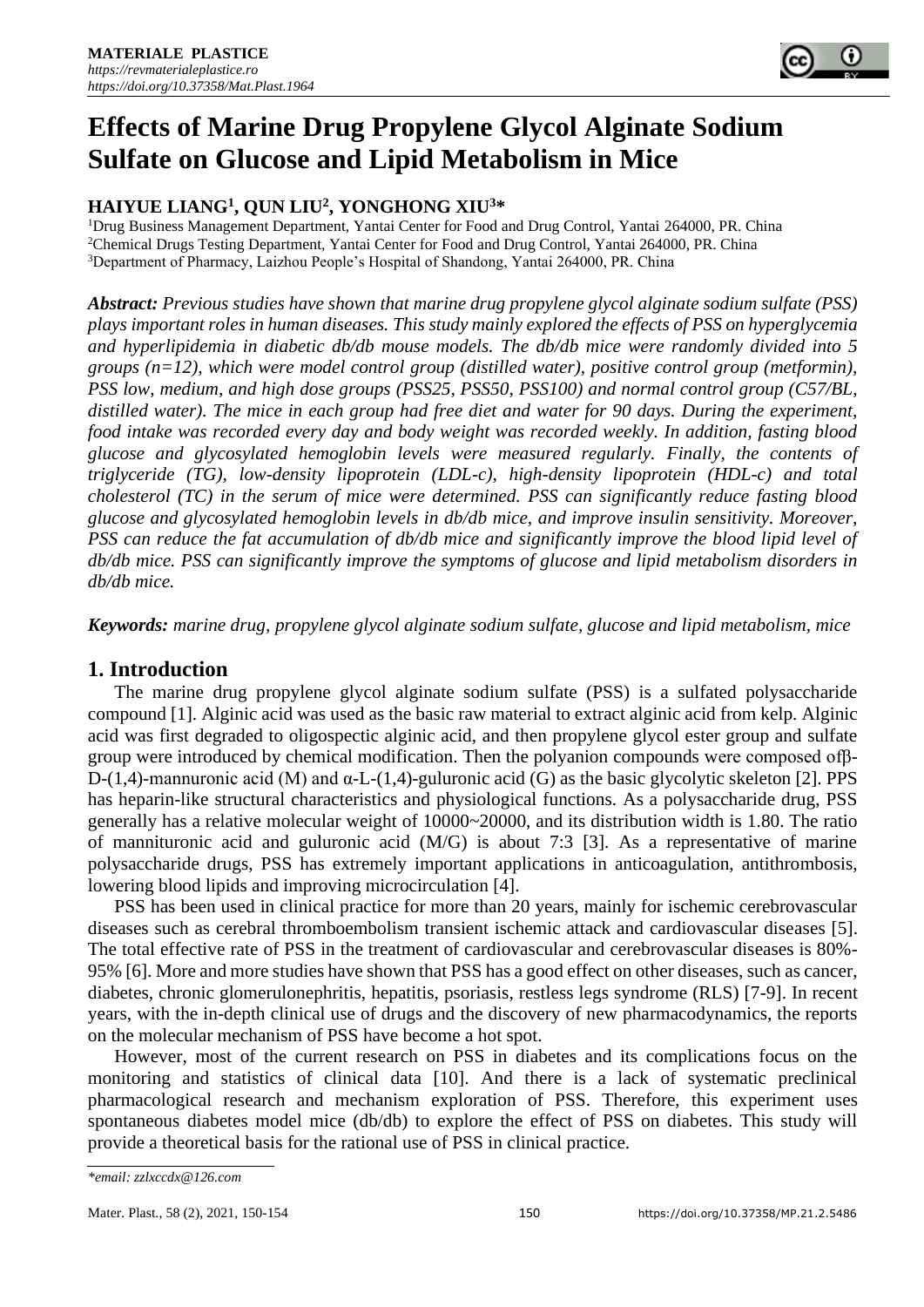# Effects of Marine Drug Propylene Glycol Alginate Sodium Sulfate on Glucose and Lipid Metabolism in Mice

**HAIYUE LIANG[1], QUN LIU[2], YONGHONG XIU[3]***

[1]Drug Business Management Department, Yantai Center for Food and Drug Control, Yantai 264000, PR. China
[2]Chemical Drugs Testing Department, Yantai Center for Food and Drug Control, Yantai 264000, PR. China
[3]Department of Pharmacy, Laizhou People's Hospital of Shandong, Yantai 264000, PR. China

***Abstract:*** *Previous studies have shown that marine drug propylene glycol alginate sodium sulfate (PSS) plays important roles in human diseases. This study mainly explored the effects of PSS on hyperglycemia and hyperlipidemia in diabetic db/db mouse models. The db/db mice were randomly divided into 5 groups (n=12), which were model control group (distilled water), positive control group (metformin), PSS low, medium, and high dose groups (PSS25, PSS50, PSS100) and normal control group (C57/BL, distilled water). The mice in each group had free diet and water for 90 days. During the experiment, food intake was recorded every day and body weight was recorded weekly. In addition, fasting blood glucose and glycosylated hemoglobin levels were measured regularly. Finally, the contents of triglyceride (TG), low-density lipoprotein (LDL-c), high-density lipoprotein (HDL-c) and total cholesterol (TC) in the serum of mice were determined. PSS can significantly reduce fasting blood glucose and glycosylated hemoglobin levels in db/db mice, and improve insulin sensitivity. Moreover, PSS can reduce the fat accumulation of db/db mice and significantly improve the blood lipid level of db/db mice. PSS can significantly improve the symptoms of glucose and lipid metabolism disorders in db/db mice.*

***Keywords:*** *marine drug, propylene glycol alginate sodium sulfate, glucose and lipid metabolism, mice*

## 1. Introduction

The marine drug propylene glycol alginate sodium sulfate (PSS) is a sulfated polysaccharide compound [1]. Alginic acid was used as the basic raw material to extract alginic acid from kelp. Alginic acid was first degraded to oligospectic alginic acid, and then propylene glycol ester group and sulfate group were introduced by chemical modification. Then the polyanion compounds were composed ofβ-D-(1,4)-mannuronic acid (M) and α-L-(1,4)-guluronic acid (G) as the basic glycolytic skeleton [2]. PPS has heparin-like structural characteristics and physiological functions. As a polysaccharide drug, PSS generally has a relative molecular weight of 10000~20000, and its distribution width is 1.80. The ratio of mannituronic acid and guluronic acid (M/G) is about 7:3 [3]. As a representative of marine polysaccharide drugs, PSS has extremely important applications in anticoagulation, antithrombosis, lowering blood lipids and improving microcirculation [4].

PSS has been used in clinical practice for more than 20 years, mainly for ischemic cerebrovascular diseases such as cerebral thromboembolism transient ischemic attack and cardiovascular diseases [5]. The total effective rate of PSS in the treatment of cardiovascular and cerebrovascular diseases is 80%-95% [6]. More and more studies have shown that PSS has a good effect on other diseases, such as cancer, diabetes, chronic glomerulonephritis, hepatitis, psoriasis, restless legs syndrome (RLS) [7-9]. In recent years, with the in-depth clinical use of drugs and the discovery of new pharmacodynamics, the reports on the molecular mechanism of PSS have become a hot spot.

However, most of the current research on PSS in diabetes and its complications focus on the monitoring and statistics of clinical data [10]. And there is a lack of systematic preclinical pharmacological research and mechanism exploration of PSS. Therefore, this experiment uses spontaneous diabetes model mice (db/db) to explore the effect of PSS on diabetes. This study will provide a theoretical basis for the rational use of PSS in clinical practice.

*email: zzlxccdx@126.com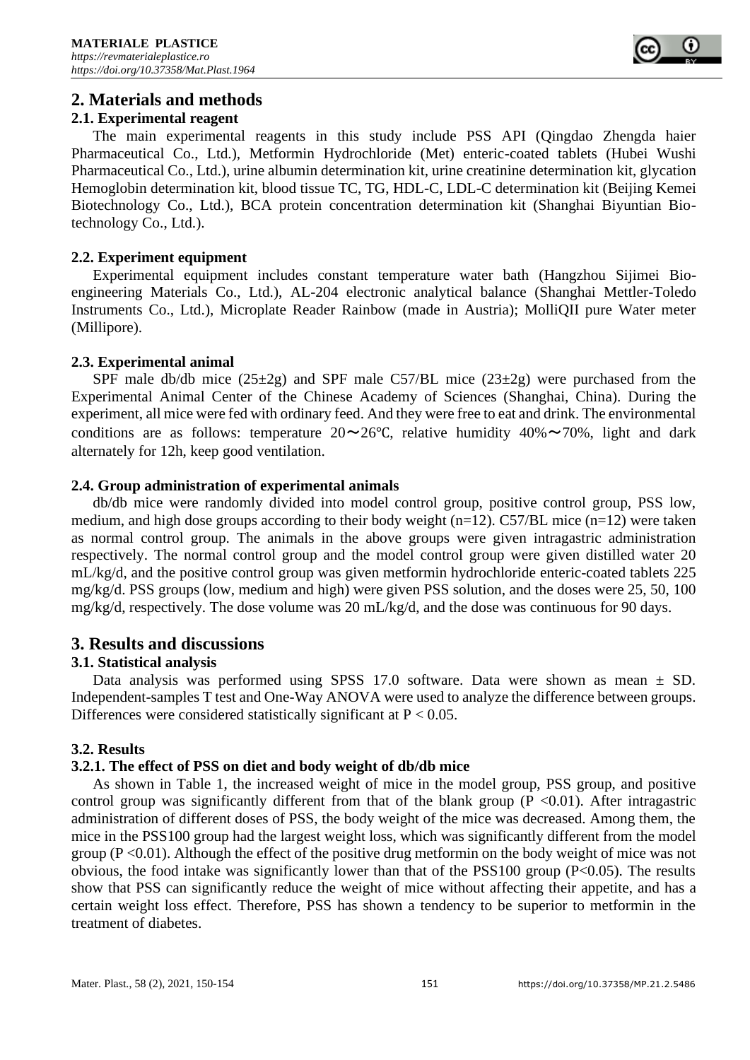## 2. Materials and methods

### 2.1. Experimental reagent

The main experimental reagents in this study include PSS API (Qingdao Zhengda haier Pharmaceutical Co., Ltd.), Metformin Hydrochloride (Met) enteric-coated tablets (Hubei Wushi Pharmaceutical Co., Ltd.), urine albumin determination kit, urine creatinine determination kit, glycation Hemoglobin determination kit, blood tissue TC, TG, HDL-C, LDL-C determination kit (Beijing Kemei Biotechnology Co., Ltd.), BCA protein concentration determination kit (Shanghai Biyuntian Bio-technology Co., Ltd.).

### 2.2. Experiment equipment

Experimental equipment includes constant temperature water bath (Hangzhou Sijimei Bio-engineering Materials Co., Ltd.), AL-204 electronic analytical balance (Shanghai Mettler-Toledo Instruments Co., Ltd.), Microplate Reader Rainbow (made in Austria); MolliQII pure Water meter (Millipore).

### 2.3. Experimental animal

SPF male db/db mice (25±2g) and SPF male C57/BL mice (23±2g) were purchased from the Experimental Animal Center of the Chinese Academy of Sciences (Shanghai, China). During the experiment, all mice were fed with ordinary feed. And they were free to eat and drink. The environmental conditions are as follows: temperature 20～26℃, relative humidity 40%～70%, light and dark alternately for 12h, keep good ventilation.

### 2.4. Group administration of experimental animals

db/db mice were randomly divided into model control group, positive control group, PSS low, medium, and high dose groups according to their body weight (n=12). C57/BL mice (n=12) were taken as normal control group. The animals in the above groups were given intragastric administration respectively. The normal control group and the model control group were given distilled water 20 mL/kg/d, and the positive control group was given metformin hydrochloride enteric-coated tablets 225 mg/kg/d. PSS groups (low, medium and high) were given PSS solution, and the doses were 25, 50, 100 mg/kg/d, respectively. The dose volume was 20 mL/kg/d, and the dose was continuous for 90 days.

## 3. Results and discussions

### 3.1. Statistical analysis

Data analysis was performed using SPSS 17.0 software. Data were shown as mean ± SD. Independent-samples T test and One-Way ANOVA were used to analyze the difference between groups. Differences were considered statistically significant at $P < 0.05$.

### 3.2. Results

#### 3.2.1. The effect of PSS on diet and body weight of db/db mice

As shown in Table 1, the increased weight of mice in the model group, PSS group, and positive control group was significantly different from that of the blank group ($P < 0.01$). After intragastric administration of different doses of PSS, the body weight of the mice was decreased. Among them, the mice in the PSS100 group had the largest weight loss, which was significantly different from the model group ($P < 0.01$). Although the effect of the positive drug metformin on the body weight of mice was not obvious, the food intake was significantly lower than that of the PSS100 group ($P < 0.05$). The results show that PSS can significantly reduce the weight of mice without affecting their appetite, and has a certain weight loss effect. Therefore, PSS has shown a tendency to be superior to metformin in the treatment of diabetes.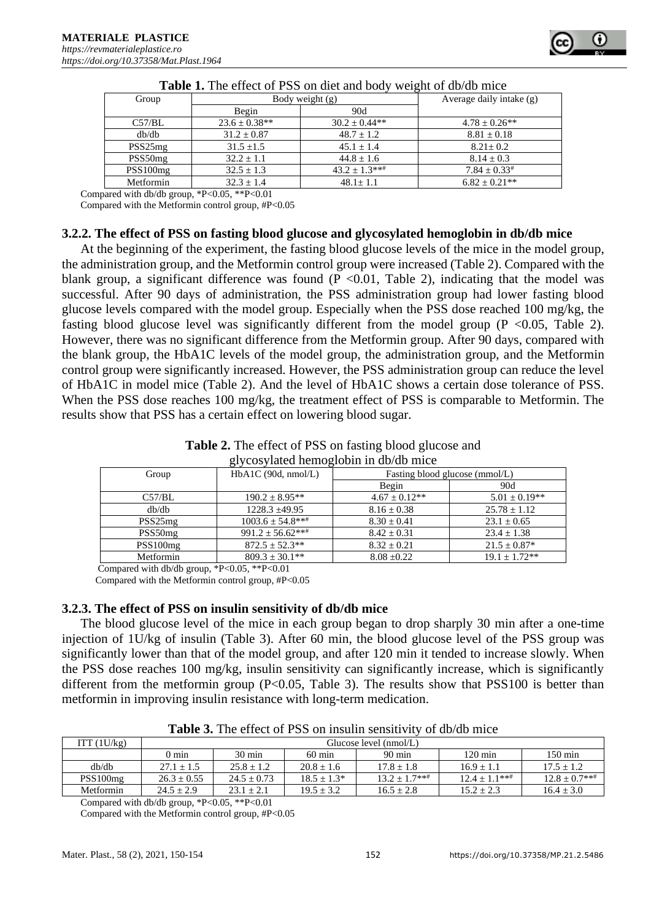**Table 1.** The effect of PSS on diet and body weight of db/db mice

| Group | Body weight (g) | | Average daily intake (g) |
|---|---|---|---|
| | Begin | 90d | |
| C57/BL | 23.6 ± 0.38** | 30.2 ± 0.44** | 4.78 ± 0.26** |
| db/db | 31.2 ± 0.87 | 48.7 ± 1.2 | 8.81 ± 0.18 |
| PSS25mg | 31.5 ±1.5 | 45.1 ± 1.4 | 8.21± 0.2 |
| PSS50mg | 32.2 ± 1.1 | 44.8 ± 1.6 | 8.14 ± 0.3 |
| PSS100mg | 32.5 ± 1.3 | 43.2 ± 1.3**# | 7.84 ± 0.33# |
| Metformin | 32.3 ± 1.4 | 48.1± 1.1 | 6.82 ± 0.21** |

Compared with db/db group, *P<0.05, **P<0.01
Compared with the Metformin control group, #P<0.05

### 3.2.2. The effect of PSS on fasting blood glucose and glycosylated hemoglobin in db/db mice

At the beginning of the experiment, the fasting blood glucose levels of the mice in the model group, the administration group, and the Metformin control group were increased (Table 2). Compared with the blank group, a significant difference was found (P <0.01, Table 2), indicating that the model was successful. After 90 days of administration, the PSS administration group had lower fasting blood glucose levels compared with the model group. Especially when the PSS dose reached 100 mg/kg, the fasting blood glucose level was significantly different from the model group (P <0.05, Table 2). However, there was no significant difference from the Metformin group. After 90 days, compared with the blank group, the HbA1C levels of the model group, the administration group, and the Metformin control group were significantly increased. However, the PSS administration group can reduce the level of HbA1C in model mice (Table 2). And the level of HbA1C shows a certain dose tolerance of PSS. When the PSS dose reaches 100 mg/kg, the treatment effect of PSS is comparable to Metformin. The results show that PSS has a certain effect on lowering blood sugar.

**Table 2.** The effect of PSS on fasting blood glucose and glycosylated hemoglobin in db/db mice

| Group | HbA1C (90d, nmol/L) | Fasting blood glucose (mmol/L) | |
|---|---|---|---|
| | | Begin | 90d |
| C57/BL | 190.2 ± 8.95** | 4.67 ± 0.12** | 5.01 ± 0.19** |
| db/db | 1228.3 ±49.95 | 8.16 ± 0.38 | 25.78 ± 1.12 |
| PSS25mg | 1003.6 ± 54.8**# | 8.30 ± 0.41 | 23.1 ± 0.65 |
| PSS50mg | 991.2 ± 56.62**# | 8.42 ± 0.31 | 23.4 ± 1.38 |
| PSS100mg | 872.5 ± 52.3** | 8.32 ± 0.21 | 21.5 ± 0.87* |
| Metformin | 809.3 ± 30.1** | 8.08 ±0.22 | 19.1 ± 1.72** |

Compared with db/db group, *P<0.05, **P<0.01
Compared with the Metformin control group, #P<0.05

### 3.2.3. The effect of PSS on insulin sensitivity of db/db mice

The blood glucose level of the mice in each group began to drop sharply 30 min after a one-time injection of 1U/kg of insulin (Table 3). After 60 min, the blood glucose level of the PSS group was significantly lower than that of the model group, and after 120 min it tended to increase slowly. When the PSS dose reaches 100 mg/kg, insulin sensitivity can significantly increase, which is significantly different from the metformin group (P<0.05, Table 3). The results show that PSS100 is better than metformin in improving insulin resistance with long-term medication.

**Table 3.** The effect of PSS on insulin sensitivity of db/db mice

| ITT (1U/kg) | Glucose level (nmol/L) | | | | | |
|---|---|---|---|---|---|---|
| | 0 min | 30 min | 60 min | 90 min | 120 min | 150 min |
| db/db | 27.1 ± 1.5 | 25.8 ± 1.2 | 20.8 ± 1.6 | 17.8 ± 1.8 | 16.9 ± 1.1 | 17.5 ± 1.2 |
| PSS100mg | 26.3 ± 0.55 | 24.5 ± 0.73 | 18.5 ± 1.3* | 13.2 ± 1.7**# | 12.4 ± 1.1**# | 12.8 ± 0.7**# |
| Metformin | 24.5 ± 2.9 | 23.1 ± 2.1 | 19.5 ± 3.2 | 16.5 ± 2.8 | 15.2 ± 2.3 | 16.4 ± 3.0 |

Compared with db/db group, *P<0.05, **P<0.01
Compared with the Metformin control group, #P<0.05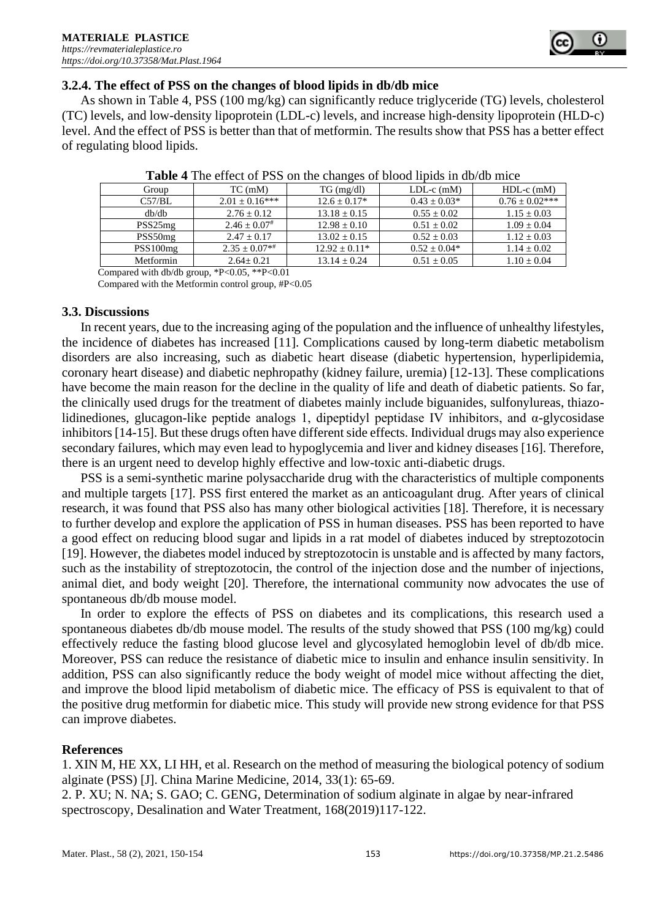### 3.2.4. The effect of PSS on the changes of blood lipids in db/db mice

As shown in Table 4, PSS (100 mg/kg) can significantly reduce triglyceride (TG) levels, cholesterol (TC) levels, and low-density lipoprotein (LDL-c) levels, and increase high-density lipoprotein (HLD-c) level. And the effect of PSS is better than that of metformin. The results show that PSS has a better effect of regulating blood lipids.

**Table 4** The effect of PSS on the changes of blood lipids in db/db mice

| Group | TC (mM) | TG (mg/dl) | LDL-c (mM) | HDL-c (mM) |
|---|---|---|---|---|
| C57/BL | 2.01 ± 0.16*** | 12.6 ± 0.17* | 0.43 ± 0.03* | 0.76 ± 0.02*** |
| db/db | 2.76 ± 0.12 | 13.18 ± 0.15 | 0.55 ± 0.02 | 1.15 ± 0.03 |
| PSS25mg | 2.46 ± 0.07# | 12.98 ± 0.10 | 0.51 ± 0.02 | 1.09 ± 0.04 |
| PSS50mg | 2.47 ± 0.17 | 13.02 ± 0.15 | 0.52 ± 0.03 | 1.12 ± 0.03 |
| PSS100mg | 2.35 ± 0.07*# | 12.92 ± 0.11* | 0.52 ± 0.04* | 1.14 ± 0.02 |
| Metformin | 2.64± 0.21 | 13.14 ± 0.24 | 0.51 ± 0.05 | 1.10 ± 0.04 |

Compared with db/db group, *P<0.05, **P<0.01

Compared with the Metformin control group, #P<0.05

## 3.3. Discussions

In recent years, due to the increasing aging of the population and the influence of unhealthy lifestyles, the incidence of diabetes has increased [11]. Complications caused by long-term diabetic metabolism disorders are also increasing, such as diabetic heart disease (diabetic hypertension, hyperlipidemia, coronary heart disease) and diabetic nephropathy (kidney failure, uremia) [12-13]. These complications have become the main reason for the decline in the quality of life and death of diabetic patients. So far, the clinically used drugs for the treatment of diabetes mainly include biguanides, sulfonylureas, thiazolidinediones, glucagon-like peptide analogs 1, dipeptidyl peptidase IV inhibitors, and α-glycosidase inhibitors [14-15]. But these drugs often have different side effects. Individual drugs may also experience secondary failures, which may even lead to hypoglycemia and liver and kidney diseases [16]. Therefore, there is an urgent need to develop highly effective and low-toxic anti-diabetic drugs.

PSS is a semi-synthetic marine polysaccharide drug with the characteristics of multiple components and multiple targets [17]. PSS first entered the market as an anticoagulant drug. After years of clinical research, it was found that PSS also has many other biological activities [18]. Therefore, it is necessary to further develop and explore the application of PSS in human diseases. PSS has been reported to have a good effect on reducing blood sugar and lipids in a rat model of diabetes induced by streptozotocin [19]. However, the diabetes model induced by streptozotocin is unstable and is affected by many factors, such as the instability of streptozotocin, the control of the injection dose and the number of injections, animal diet, and body weight [20]. Therefore, the international community now advocates the use of spontaneous db/db mouse model.

In order to explore the effects of PSS on diabetes and its complications, this research used a spontaneous diabetes db/db mouse model. The results of the study showed that PSS (100 mg/kg) could effectively reduce the fasting blood glucose level and glycosylated hemoglobin level of db/db mice. Moreover, PSS can reduce the resistance of diabetic mice to insulin and enhance insulin sensitivity. In addition, PSS can also significantly reduce the body weight of model mice without affecting the diet, and improve the blood lipid metabolism of diabetic mice. The efficacy of PSS is equivalent to that of the positive drug metformin for diabetic mice. This study will provide new strong evidence for that PSS can improve diabetes.

## References

1. XIN M, HE XX, LI HH, et al. Research on the method of measuring the biological potency of sodium alginate (PSS) [J]. China Marine Medicine, 2014, 33(1): 65-69.
2. P. XU; N. NA; S. GAO; C. GENG, Determination of sodium alginate in algae by near-infrared spectroscopy, Desalination and Water Treatment, 168(2019)117-122.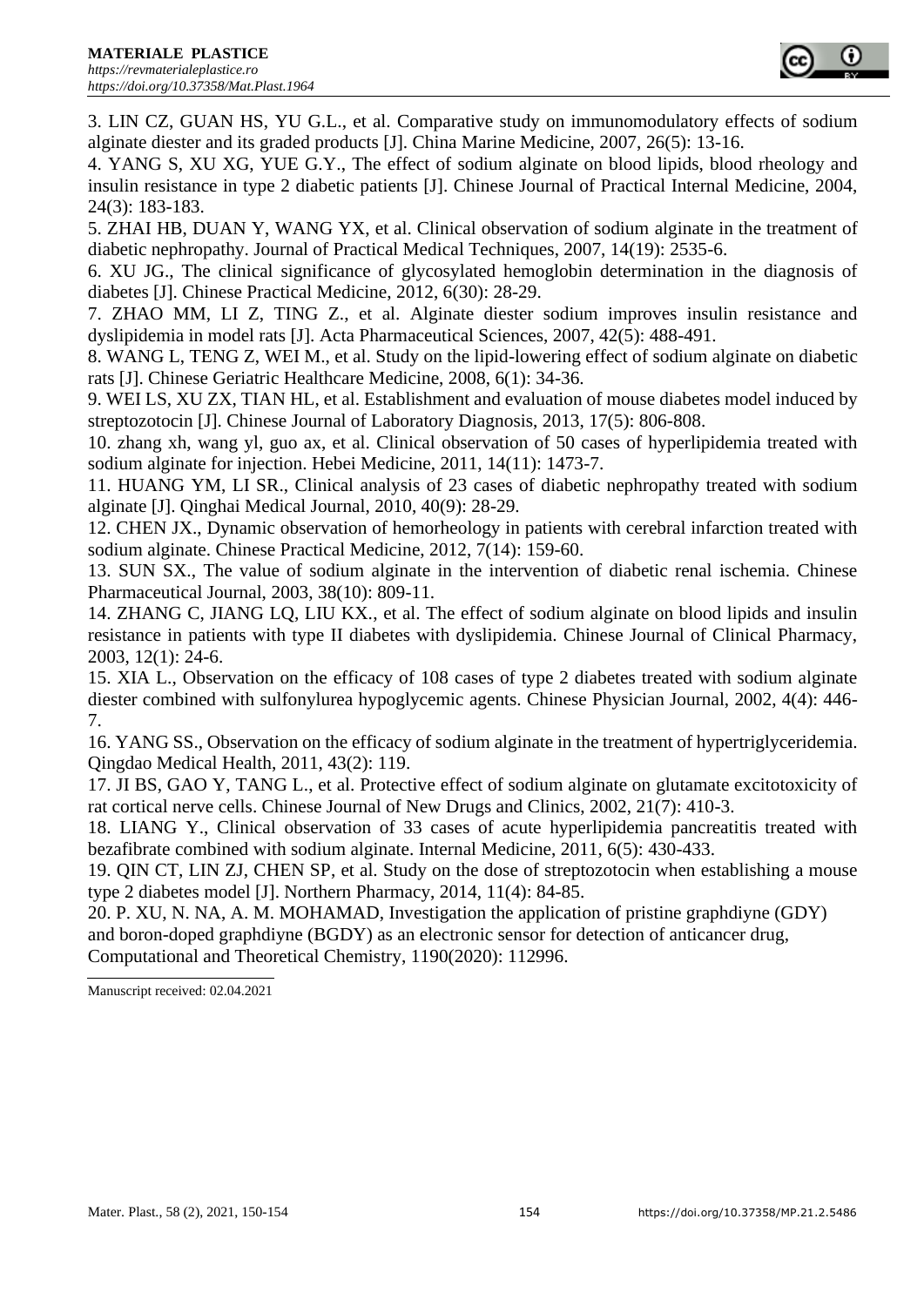3. LIN CZ, GUAN HS, YU G.L., et al. Comparative study on immunomodulatory effects of sodium alginate diester and its graded products [J]. China Marine Medicine, 2007, 26(5): 13-16.

4. YANG S, XU XG, YUE G.Y., The effect of sodium alginate on blood lipids, blood rheology and insulin resistance in type 2 diabetic patients [J]. Chinese Journal of Practical Internal Medicine, 2004, 24(3): 183-183.

5. ZHAI HB, DUAN Y, WANG YX, et al. Clinical observation of sodium alginate in the treatment of diabetic nephropathy. Journal of Practical Medical Techniques, 2007, 14(19): 2535-6.

6. XU JG., The clinical significance of glycosylated hemoglobin determination in the diagnosis of diabetes [J]. Chinese Practical Medicine, 2012, 6(30): 28-29.

7. ZHAO MM, LI Z, TING Z., et al. Alginate diester sodium improves insulin resistance and dyslipidemia in model rats [J]. Acta Pharmaceutical Sciences, 2007, 42(5): 488-491.

8. WANG L, TENG Z, WEI M., et al. Study on the lipid-lowering effect of sodium alginate on diabetic rats [J]. Chinese Geriatric Healthcare Medicine, 2008, 6(1): 34-36.

9. WEI LS, XU ZX, TIAN HL, et al. Establishment and evaluation of mouse diabetes model induced by streptozotocin [J]. Chinese Journal of Laboratory Diagnosis, 2013, 17(5): 806-808.

10. zhang xh, wang yl, guo ax, et al. Clinical observation of 50 cases of hyperlipidemia treated with sodium alginate for injection. Hebei Medicine, 2011, 14(11): 1473-7.

11. HUANG YM, LI SR., Clinical analysis of 23 cases of diabetic nephropathy treated with sodium alginate [J]. Qinghai Medical Journal, 2010, 40(9): 28-29.

12. CHEN JX., Dynamic observation of hemorheology in patients with cerebral infarction treated with sodium alginate. Chinese Practical Medicine, 2012, 7(14): 159-60.

13. SUN SX., The value of sodium alginate in the intervention of diabetic renal ischemia. Chinese Pharmaceutical Journal, 2003, 38(10): 809-11.

14. ZHANG C, JIANG LQ, LIU KX., et al. The effect of sodium alginate on blood lipids and insulin resistance in patients with type II diabetes with dyslipidemia. Chinese Journal of Clinical Pharmacy, 2003, 12(1): 24-6.

15. XIA L., Observation on the efficacy of 108 cases of type 2 diabetes treated with sodium alginate diester combined with sulfonylurea hypoglycemic agents. Chinese Physician Journal, 2002, 4(4): 446-7.

16. YANG SS., Observation on the efficacy of sodium alginate in the treatment of hypertriglyceridemia. Qingdao Medical Health, 2011, 43(2): 119.

17. JI BS, GAO Y, TANG L., et al. Protective effect of sodium alginate on glutamate excitotoxicity of rat cortical nerve cells. Chinese Journal of New Drugs and Clinics, 2002, 21(7): 410-3.

18. LIANG Y., Clinical observation of 33 cases of acute hyperlipidemia pancreatitis treated with bezafibrate combined with sodium alginate. Internal Medicine, 2011, 6(5): 430-433.

19. QIN CT, LIN ZJ, CHEN SP, et al. Study on the dose of streptozotocin when establishing a mouse type 2 diabetes model [J]. Northern Pharmacy, 2014, 11(4): 84-85.

20. P. XU, N. NA, A. M. MOHAMAD, Investigation the application of pristine graphdiyne (GDY) and boron-doped graphdiyne (BGDY) as an electronic sensor for detection of anticancer drug, Computational and Theoretical Chemistry, 1190(2020): 112996.

Manuscript received: 02.04.2021